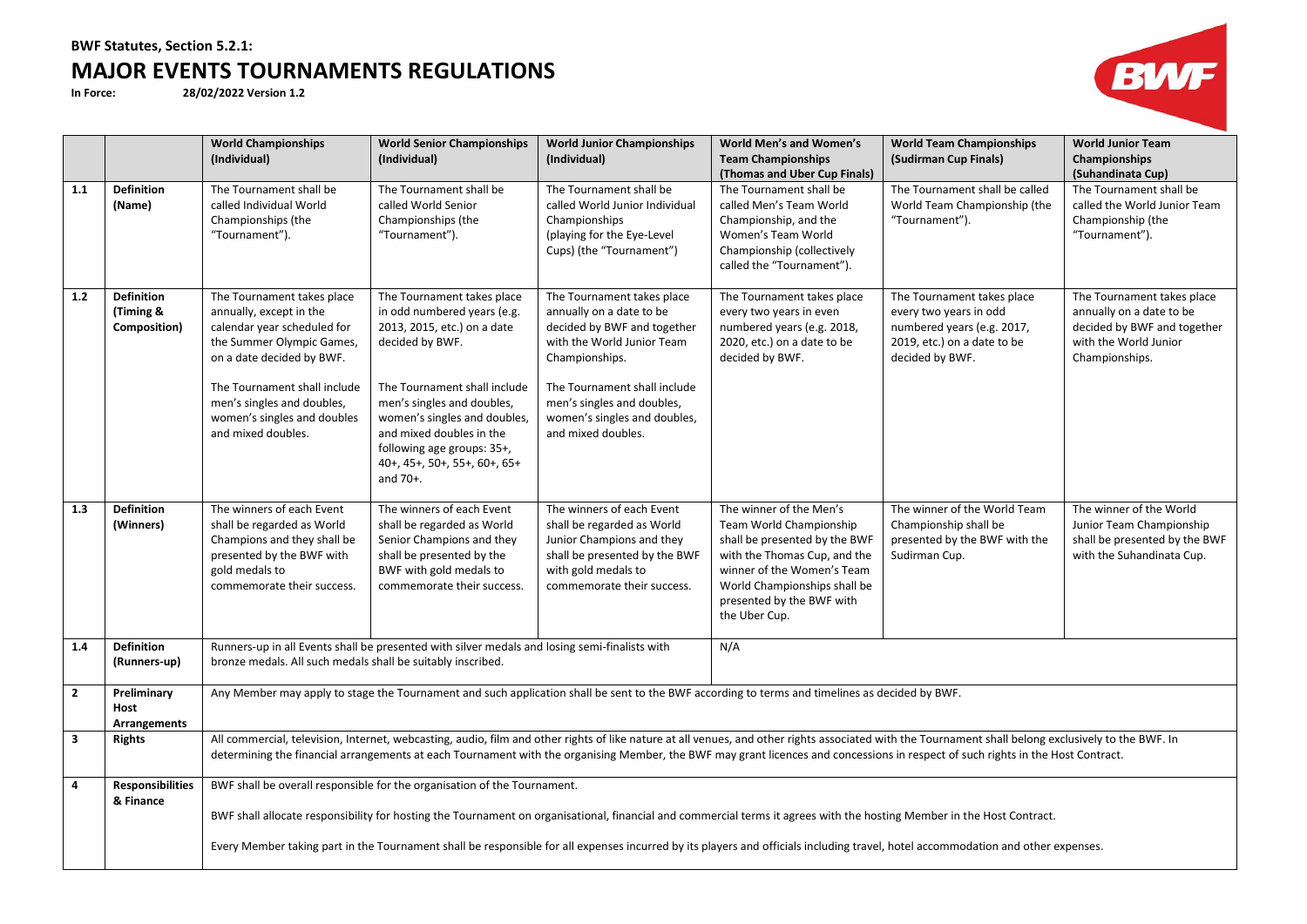**BWF Statutes, Section 5.2.1:**

# MAJOR EVENTS TOURNAMENTS REGULATIONS

**In Force:** 28/02/2022 Version 1.2

| | | World Championships (Individual) | World Senior Championships (Individual) | World Junior Championships (Individual) | World Men's and Women's Team Championships (Thomas and Uber Cup Finals) | World Team Championships (Sudirman Cup Finals) | World Junior Team Championships (Suhandinata Cup) |
|---|---|---|---|---|---|---|---|
| **1.1** | **Definition (Name)** | The Tournament shall be called Individual World Championships (the "Tournament"). | The Tournament shall be called World Senior Championships (the "Tournament"). | The Tournament shall be called World Junior Individual Championships (playing for the Eye-Level Cups) (the "Tournament") | The Tournament shall be called Men's Team World Championship, and the Women's Team World Championship (collectively called the "Tournament"). | The Tournament shall be called World Team Championship (the "Tournament"). | The Tournament shall be called the World Junior Team Championship (the "Tournament"). |
| **1.2** | **Definition (Timing & Composition)** | The Tournament takes place annually, except in the calendar year scheduled for the Summer Olympic Games, on a date decided by BWF.<br><br>The Tournament shall include men's singles and doubles, women's singles and doubles and mixed doubles. | The Tournament takes place in odd numbered years (e.g. 2013, 2015, etc.) on a date decided by BWF.<br><br>The Tournament shall include men's singles and doubles, women's singles and doubles, and mixed doubles in the following age groups: 35+, 40+, 45+, 50+, 55+, 60+, 65+ and 70+. | The Tournament takes place annually on a date to be decided by BWF and together with the World Junior Team Championships.<br><br>The Tournament shall include men's singles and doubles, women's singles and doubles, and mixed doubles. | The Tournament takes place every two years in even numbered years (e.g. 2018, 2020, etc.) on a date to be decided by BWF. | The Tournament takes place every two years in odd numbered years (e.g. 2017, 2019, etc.) on a date to be decided by BWF. | The Tournament takes place annually on a date to be decided by BWF and together with the World Junior Championships. |
| **1.3** | **Definition (Winners)** | The winners of each Event shall be regarded as World Champions and they shall be presented by the BWF with gold medals to commemorate their success. | The winners of each Event shall be regarded as World Senior Champions and they shall be presented by the BWF with gold medals to commemorate their success. | The winners of each Event shall be regarded as World Junior Champions and they shall be presented by the BWF with gold medals to commemorate their success. | The winner of the Men's Team World Championship shall be presented by the BWF with the Thomas Cup, and the winner of the Women's Team World Championships shall be presented by the BWF with the Uber Cup. | The winner of the World Team Championship shall be presented by the BWF with the Sudirman Cup. | The winner of the World Junior Team Championship shall be presented by the BWF with the Suhandinata Cup. |
| **1.4** | **Definition (Runners-up)** | Runners-up in all Events shall be presented with silver medals and losing semi-finalists with bronze medals. All such medals shall be suitably inscribed. | | | N/A | | |
| **2** | **Preliminary Host Arrangements** | Any Member may apply to stage the Tournament and such application shall be sent to the BWF according to terms and timelines as decided by BWF. | | | | | |
| **3** | **Rights** | All commercial, television, Internet, webcasting, audio, film and other rights of like nature at all venues, and other rights associated with the Tournament shall belong exclusively to the BWF. In determining the financial arrangements at each Tournament with the organising Member, the BWF may grant licences and concessions in respect of such rights in the Host Contract. | | | | | |
| **4** | **Responsibilities & Finance** | BWF shall be overall responsible for the organisation of the Tournament.<br><br>BWF shall allocate responsibility for hosting the Tournament on organisational, financial and commercial terms it agrees with the hosting Member in the Host Contract.<br><br>Every Member taking part in the Tournament shall be responsible for all expenses incurred by its players and officials including travel, hotel accommodation and other expenses. | | | | | |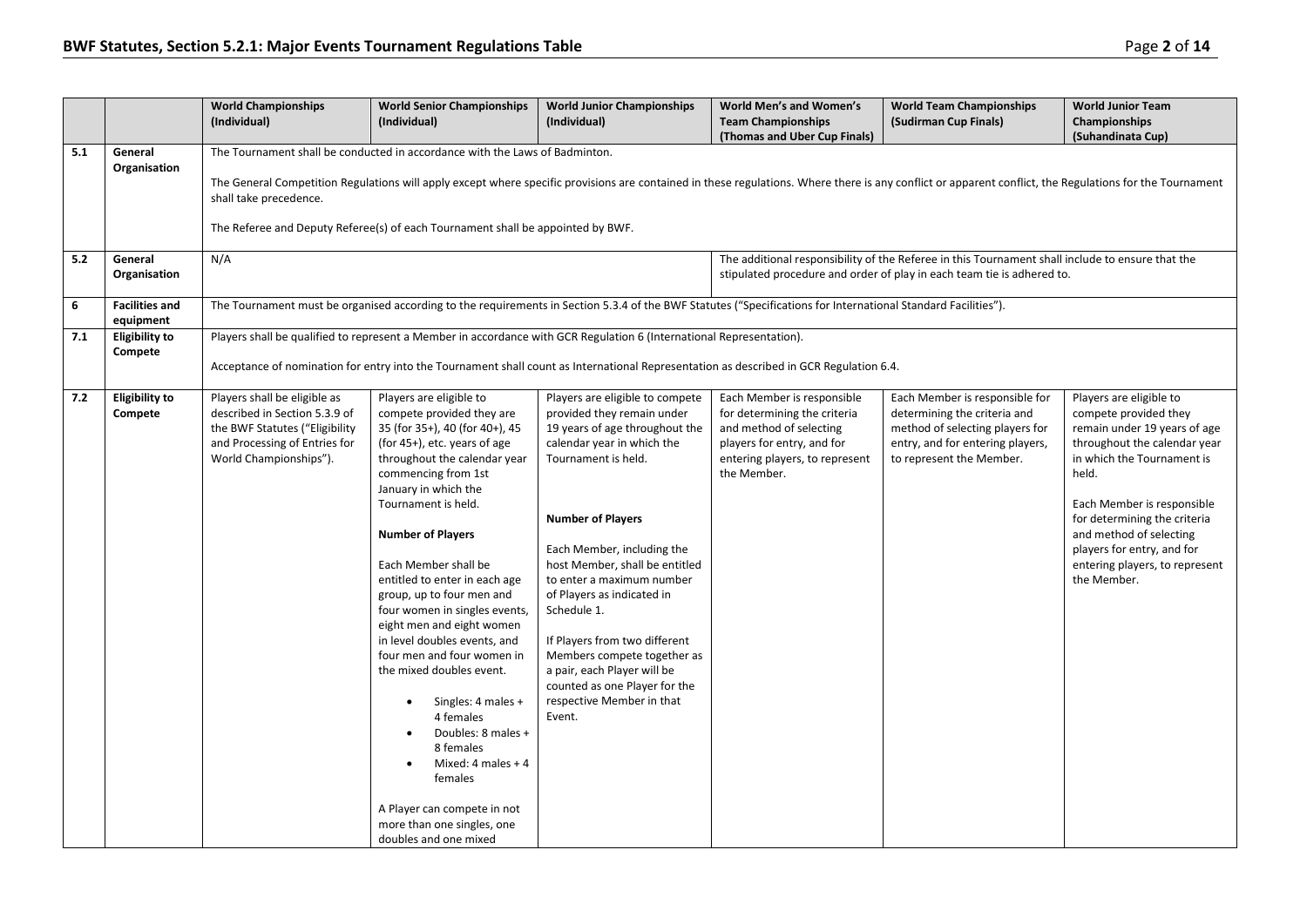| | | World Championships (Individual) | World Senior Championships (Individual) | World Junior Championships (Individual) | World Men's and Women's Team Championships (Thomas and Uber Cup Finals) | World Team Championships (Sudirman Cup Finals) | World Junior Team Championships (Suhandinata Cup) |
|---|---|---|---|---|---|---|---|
| 5.1 | General Organisation | The Tournament shall be conducted in accordance with the Laws of Badminton.<br><br>The General Competition Regulations will apply except where specific provisions are contained in these regulations. Where there is any conflict or apparent conflict, the Regulations for the Tournament shall take precedence.<br><br>The Referee and Deputy Referee(s) of each Tournament shall be appointed by BWF. | | | | | |
| 5.2 | General Organisation | N/A | | | The additional responsibility of the Referee in this Tournament shall include to ensure that the stipulated procedure and order of play in each team tie is adhered to. | | |
| 6 | Facilities and equipment | The Tournament must be organised according to the requirements in Section 5.3.4 of the BWF Statutes ("Specifications for International Standard Facilities"). | | | | | |
| 7.1 | Eligibility to Compete | Players shall be qualified to represent a Member in accordance with GCR Regulation 6 (International Representation).<br><br>Acceptance of nomination for entry into the Tournament shall count as International Representation as described in GCR Regulation 6.4. | | | | | |
| 7.2 | Eligibility to Compete | Players shall be eligible as described in Section 5.3.9 of the BWF Statutes ("Eligibility and Processing of Entries for World Championships"). | Players are eligible to compete provided they are 35 (for 35+), 40 (for 40+), 45 (for 45+), etc. years of age throughout the calendar year commencing from 1st January in which the Tournament is held.<br><br>**Number of Players**<br><br>Each Member shall be entitled to enter in each age group, up to four men and four women in singles events, eight men and eight women in level doubles events, and four men and four women in the mixed doubles event.<br><br>• Singles: 4 males + 4 females<br>• Doubles: 8 males + 8 females<br>• Mixed: 4 males + 4 females<br><br>A Player can compete in not more than one singles, one doubles and one mixed | Players are eligible to compete provided they remain under 19 years of age throughout the calendar year in which the Tournament is held.<br><br>**Number of Players**<br><br>Each Member, including the host Member, shall be entitled to enter a maximum number of Players as indicated in Schedule 1.<br><br>If Players from two different Members compete together as a pair, each Player will be counted as one Player for the respective Member in that Event. | Each Member is responsible for determining the criteria and method of selecting players for entry, and for entering players, to represent the Member. | Each Member is responsible for determining the criteria and method of selecting players for entry, and for entering players, to represent the Member. | Players are eligible to compete provided they remain under 19 years of age throughout the calendar year in which the Tournament is held.<br><br>Each Member is responsible for determining the criteria and method of selecting players for entry, and for entering players, to represent the Member. |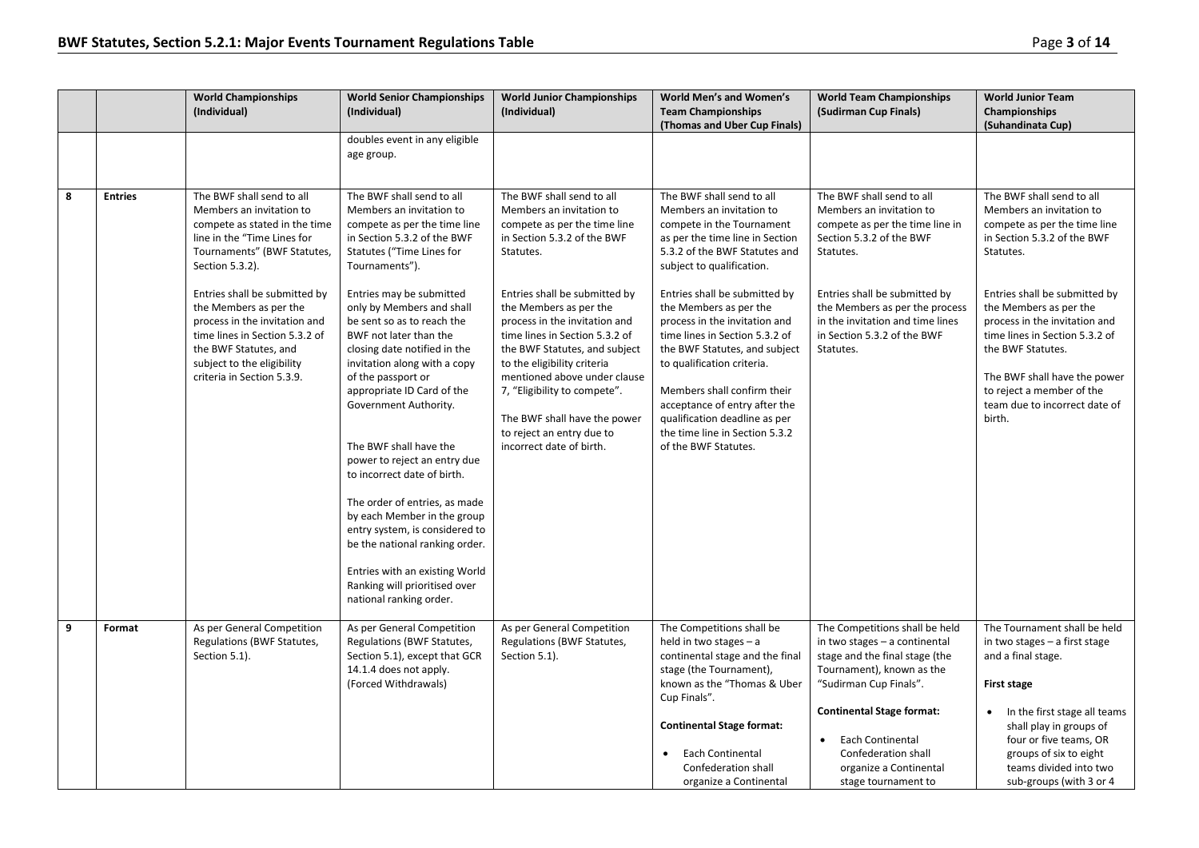| | | World Championships (Individual) | World Senior Championships (Individual) | World Junior Championships (Individual) | World Men's and Women's Team Championships (Thomas and Uber Cup Finals) | World Team Championships (Sudirman Cup Finals) | World Junior Team Championships (Suhandinata Cup) |
|---|---|---|---|---|---|---|---|
| | | | doubles event in any eligible age group. | | | | |
| 8 | **Entries** | The BWF shall send to all Members an invitation to compete as stated in the time line in the "Time Lines for Tournaments" (BWF Statutes, Section 5.3.2).<br><br>Entries shall be submitted by the Members as per the process in the invitation and time lines in Section 5.3.2 of the BWF Statutes, and subject to the eligibility criteria in Section 5.3.9. | The BWF shall send to all Members an invitation to compete as per the time line in Section 5.3.2 of the BWF Statutes ("Time Lines for Tournaments").<br><br>Entries may be submitted only by Members and shall be sent so as to reach the BWF not later than the closing date notified in the invitation along with a copy of the passport or appropriate ID Card of the Government Authority.<br><br>The BWF shall have the power to reject an entry due to incorrect date of birth.<br><br>The order of entries, as made by each Member in the group entry system, is considered to be the national ranking order.<br><br>Entries with an existing World Ranking will prioritised over national ranking order. | The BWF shall send to all Members an invitation to compete as per the time line in Section 5.3.2 of the BWF Statutes.<br><br>Entries shall be submitted by the Members as per the process in the invitation and time lines in Section 5.3.2 of the BWF Statutes, and subject to the eligibility criteria mentioned above under clause 7, "Eligibility to compete".<br><br>The BWF shall have the power to reject an entry due to incorrect date of birth. | The BWF shall send to all Members an invitation to compete in the Tournament as per the time line in Section 5.3.2 of the BWF Statutes and subject to qualification.<br><br>Entries shall be submitted by the Members as per the process in the invitation and time lines in Section 5.3.2 of the BWF Statutes, and subject to qualification criteria.<br><br>Members shall confirm their acceptance of entry after the qualification deadline as per the time line in Section 5.3.2 of the BWF Statutes. | The BWF shall send to all Members an invitation to compete as per the time line in Section 5.3.2 of the BWF Statutes.<br><br>Entries shall be submitted by the Members as per the process in the invitation and time lines in Section 5.3.2 of the BWF Statutes. | The BWF shall send to all Members an invitation to compete as per the time line in Section 5.3.2 of the BWF Statutes.<br><br>Entries shall be submitted by the Members as per the process in the invitation and time lines in Section 5.3.2 of the BWF Statutes.<br><br>The BWF shall have the power to reject a member of the team due to incorrect date of birth. |
| 9 | **Format** | As per General Competition Regulations (BWF Statutes, Section 5.1). | As per General Competition Regulations (BWF Statutes, Section 5.1), except that GCR 14.1.4 does not apply. (Forced Withdrawals) | As per General Competition Regulations (BWF Statutes, Section 5.1). | The Competitions shall be held in two stages – a continental stage and the final stage (the Tournament), known as the "Thomas & Uber Cup Finals".<br><br>**Continental Stage format:**<br><br>• Each Continental Confederation shall organize a Continental | The Competitions shall be held in two stages – a continental stage and the final stage (the Tournament), known as the "Sudirman Cup Finals".<br><br>**Continental Stage format:**<br><br>• Each Continental Confederation shall organize a Continental stage tournament to | The Tournament shall be held in two stages – a first stage and a final stage.<br><br>**First stage**<br><br>• In the first stage all teams shall play in groups of four or five teams, OR groups of six to eight teams divided into two sub-groups (with 3 or 4 |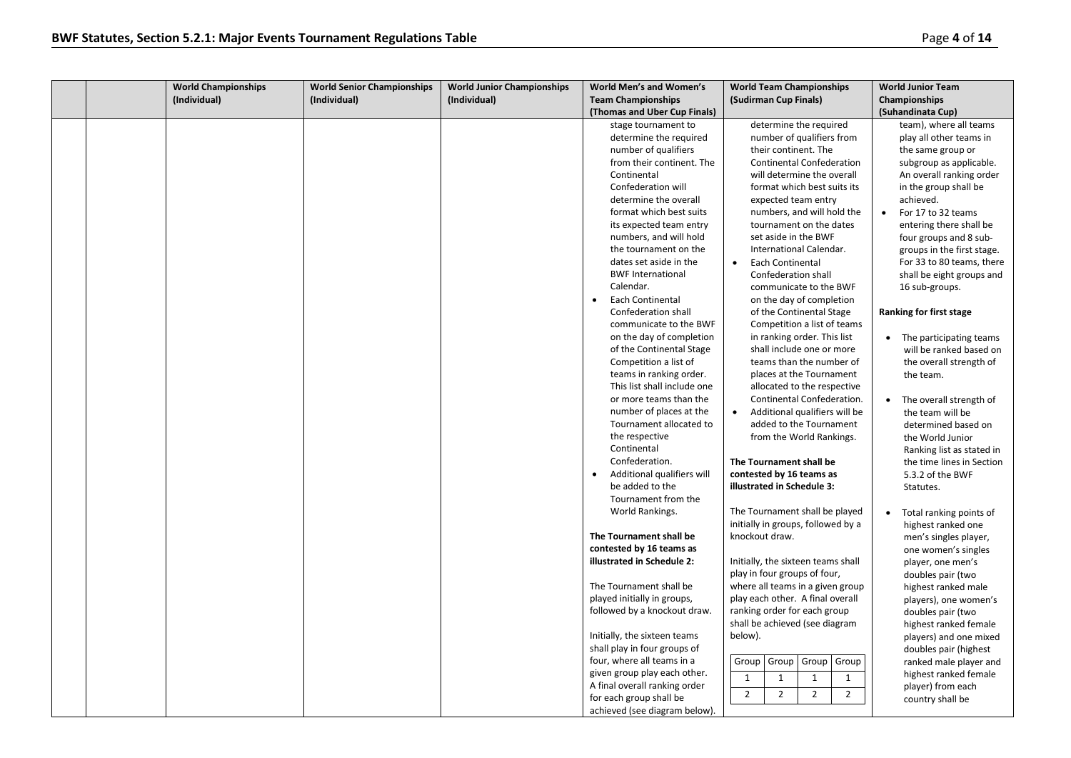| | | World Championships (Individual) | World Senior Championships (Individual) | World Junior Championships (Individual) | World Men's and Women's Team Championships (Thomas and Uber Cup Finals) | World Team Championships (Sudirman Cup Finals) | World Junior Team Championships (Suhandinata Cup) |
|---|---|---|---|---|---|---|---|
| | | | | | stage tournament to determine the required number of qualifiers from their continent. The Continental Confederation will determine the overall format which best suits its expected team entry numbers, and will hold the tournament on the dates set aside in the BWF International Calendar.<br>• Each Continental Confederation shall communicate to the BWF on the day of completion of the Continental Stage Competition a list of teams in ranking order. This list shall include one or more teams than the number of places at the Tournament allocated to the respective Continental Confederation.<br>• Additional qualifiers will be added to the Tournament from the World Rankings.<br><br>**The Tournament shall be contested by 16 teams as illustrated in Schedule 2:**<br><br>The Tournament shall be played initially in groups, followed by a knockout draw.<br><br>Initially, the sixteen teams shall play in four groups of four, where all teams in a given group play each other. A final overall ranking order for each group shall be achieved (see diagram below). | determine the required number of qualifiers from their continent. The Continental Confederation will determine the overall format which best suits its expected team entry numbers, and will hold the tournament on the dates set aside in the BWF International Calendar.<br>• Each Continental Confederation shall communicate to the BWF on the day of completion of the Continental Stage Competition a list of teams in ranking order. This list shall include one or more teams than the number of places at the Tournament allocated to the respective Continental Confederation.<br>• Additional qualifiers will be added to the Tournament from the World Rankings.<br><br>**The Tournament shall be contested by 16 teams as illustrated in Schedule 3:**<br><br>The Tournament shall be played initially in groups, followed by a knockout draw.<br><br>Initially, the sixteen teams shall play in four groups of four, where all teams in a given group play each other. A final overall ranking order for each group shall be achieved (see diagram below).<br><br>Group \| Group \| Group \| Group<br>1 \| 1 \| 1 \| 1<br>2 \| 2 \| 2 \| 2 | team), where all teams play all other teams in the same group or subgroup as applicable. An overall ranking order in the group shall be achieved.<br>• For 17 to 32 teams entering there shall be four groups and 8 sub-groups in the first stage. For 33 to 80 teams, there shall be eight groups and 16 sub-groups.<br><br>**Ranking for first stage**<br><br>• The participating teams will be ranked based on the overall strength of the team.<br><br>• The overall strength of the team will be determined based on the World Junior Ranking list as stated in the time lines in Section 5.3.2 of the BWF Statutes.<br><br>• Total ranking points of highest ranked one men's singles player, one women's singles player, one men's doubles pair (two highest ranked male players), one women's doubles pair (two highest ranked female players) and one mixed doubles pair (highest ranked male player and highest ranked female player) from each country shall be |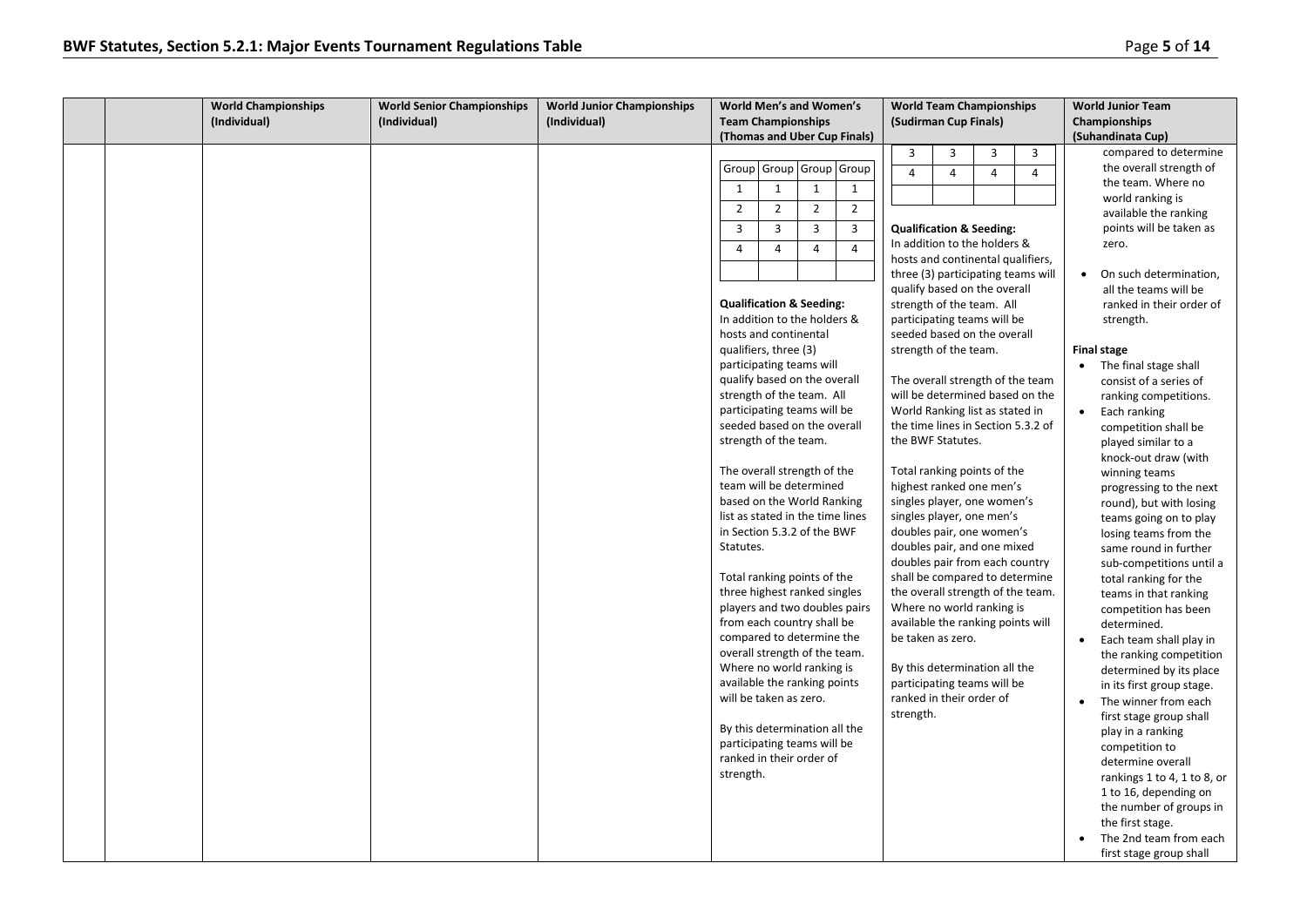| | | World Championships (Individual) | World Senior Championships (Individual) | World Junior Championships (Individual) | World Men's and Women's Team Championships (Thomas and Uber Cup Finals) | World Team Championships (Sudirman Cup Finals) | World Junior Team Championships (Suhandinata Cup) |
|---|---|---|---|---|---|---|---|
| | | | | | Group / Group / Group / Group<br>1 / 1 / 1 / 1<br>2 / 2 / 2 / 2<br>3 / 3 / 3 / 3<br>4 / 4 / 4 / 4<br><br>**Qualification & Seeding:**<br>In addition to the holders & hosts and continental qualifiers, three (3) participating teams will qualify based on the overall strength of the team. All participating teams will be seeded based on the overall strength of the team.<br><br>The overall strength of the team will be determined based on the World Ranking list as stated in the time lines in Section 5.3.2 of the BWF Statutes.<br><br>Total ranking points of the three highest ranked singles players and two doubles pairs from each country shall be compared to determine the overall strength of the team. Where no world ranking is available the ranking points will be taken as zero.<br><br>By this determination all the participating teams will be ranked in their order of strength. | 3 / 3 / 3 / 3<br>4 / 4 / 4 / 4<br><br>**Qualification & Seeding:**<br>In addition to the holders & hosts and continental qualifiers, three (3) participating teams will qualify based on the overall strength of the team. All participating teams will be seeded based on the overall strength of the team.<br><br>The overall strength of the team will be determined based on the World Ranking list as stated in the time lines in Section 5.3.2 of the BWF Statutes.<br><br>Total ranking points of the highest ranked one men's singles player, one women's singles player, one men's doubles pair, one women's doubles pair, and one mixed doubles pair from each country shall be compared to determine the overall strength of the team. Where no world ranking is available the ranking points will be taken as zero.<br><br>By this determination all the participating teams will be ranked in their order of strength. | compared to determine the overall strength of the team. Where no world ranking is available the ranking points will be taken as zero.<br><br>• On such determination, all the teams will be ranked in their order of strength.<br><br>**Final stage**<br>• The final stage shall consist of a series of ranking competitions.<br>• Each ranking competition shall be played similar to a knock-out draw (with winning teams progressing to the next round), but with losing teams going on to play losing teams from the same round in further sub-competitions until a total ranking for the teams in that ranking competition has been determined.<br>• Each team shall play in the ranking competition determined by its place in its first group stage.<br>• The winner from each first stage group shall play in a ranking competition to determine overall rankings 1 to 4, 1 to 8, or 1 to 16, depending on the number of groups in the first stage.<br>• The 2nd team from each first stage group shall |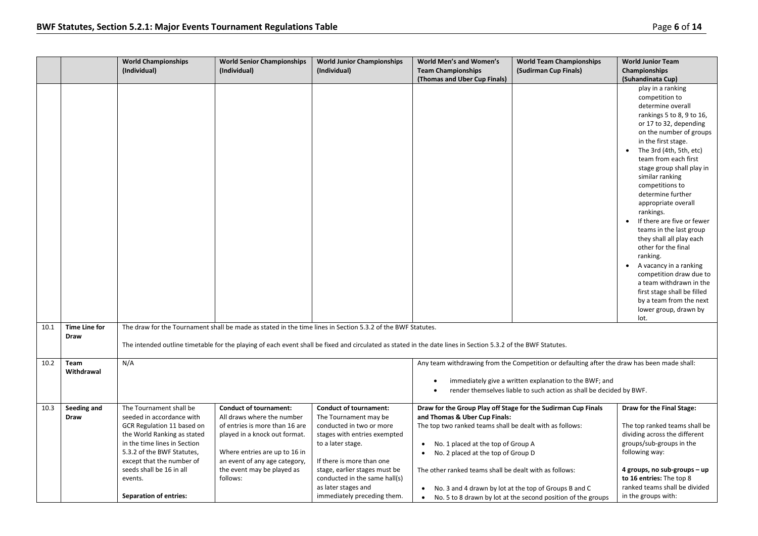| | | World Championships (Individual) | World Senior Championships (Individual) | World Junior Championships (Individual) | World Men's and Women's Team Championships (Thomas and Uber Cup Finals) | World Team Championships (Sudirman Cup Finals) | World Junior Team Championships (Suhandinata Cup) |
|---|---|---|---|---|---|---|---|
| | | | | | | | play in a ranking competition to determine overall rankings 5 to 8, 9 to 16, or 17 to 32, depending on the number of groups in the first stage.<br>• The 3rd (4th, 5th, etc) team from each first stage group shall play in similar ranking competitions to determine further appropriate overall rankings.<br>• If there are five or fewer teams in the last group they shall all play each other for the final ranking.<br>• A vacancy in a ranking competition draw due to a team withdrawn in the first stage shall be filled by a team from the next lower group, drawn by lot. |
| 10.1 | **Time Line for Draw** | The draw for the Tournament shall be made as stated in the time lines in Section 5.3.2 of the BWF Statutes.<br><br>The intended outline timetable for the playing of each event shall be fixed and circulated as stated in the date lines in Section 5.3.2 of the BWF Statutes. | | | | | |
| 10.2 | **Team Withdrawal** | N/A | | | Any team withdrawing from the Competition or defaulting after the draw has been made shall:<br>• immediately give a written explanation to the BWF; and<br>• render themselves liable to such action as shall be decided by BWF. | | |
| 10.3 | **Seeding and Draw** | The Tournament shall be seeded in accordance with GCR Regulation 11 based on the World Ranking as stated in the time lines in Section 5.3.2 of the BWF Statutes, except that the number of seeds shall be 16 in all events.<br><br>**Separation of entries:** | **Conduct of tournament:**<br>All draws where the number of entries is more than 16 are played in a knock out format.<br><br>Where entries are up to 16 in an event of any age category, the event may be played as follows: | **Conduct of tournament:**<br>The Tournament may be conducted in two or more stages with entries exempted to a later stage.<br><br>If there is more than one stage, earlier stages must be conducted in the same hall(s) as later stages and immediately preceding them. | **Draw for the Group Play off Stage for the Sudirman Cup Finals and Thomas & Uber Cup Finals:**<br>The top two ranked teams shall be dealt with as follows:<br>• No. 1 placed at the top of Group A<br>• No. 2 placed at the top of Group D<br><br>The other ranked teams shall be dealt with as follows:<br>• No. 3 and 4 drawn by lot at the top of Groups B and C<br>• No. 5 to 8 drawn by lot at the second position of the groups | | **Draw for the Final Stage:**<br><br>The top ranked teams shall be dividing across the different groups/sub-groups in the following way:<br><br>**4 groups, no sub-groups – up to 16 entries:** The top 8 ranked teams shall be divided in the groups with: |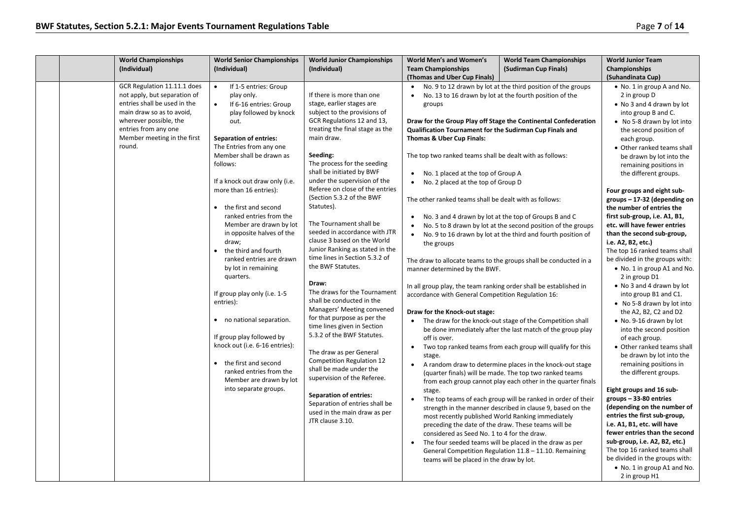| | | World Championships (Individual) | World Senior Championships (Individual) | World Junior Championships (Individual) | World Men's and Women's Team Championships (Thomas and Uber Cup Finals) | World Team Championships (Sudirman Cup Finals) | World Junior Team Championships (Suhandinata Cup) |
|---|---|---|---|---|---|---|---|
| | | GCR Regulation 11.11.1 does not apply, but separation of entries shall be used in the main draw so as to avoid, wherever possible, the entries from any one Member meeting in the first round. | • If 1-5 entries: Group play only.<br>• If 6-16 entries: Group play followed by knock out.<br><br>**Separation of entries:**<br>The Entries from any one Member shall be drawn as follows:<br><br>If a knock out draw only (i.e. more than 16 entries):<br><br>• the first and second ranked entries from the Member are drawn by lot in opposite halves of the draw;<br>• the third and fourth ranked entries are drawn by lot in remaining quarters.<br><br>If group play only (i.e. 1-5 entries):<br><br>• no national separation.<br><br>If group play followed by knock out (i.e. 6-16 entries):<br><br>• the first and second ranked entries from the Member are drawn by lot into separate groups. | If there is more than one stage, earlier stages are subject to the provisions of GCR Regulations 12 and 13, treating the final stage as the main draw.<br><br>**Seeding:**<br>The process for the seeding shall be initiated by BWF under the supervision of the Referee on close of the entries (Section 5.3.2 of the BWF Statutes).<br><br>The Tournament shall be seeded in accordance with JTR clause 3 based on the World Junior Ranking as stated in the time lines in Section 5.3.2 of the BWF Statutes.<br><br>**Draw:**<br>The draws for the Tournament shall be conducted in the Managers' Meeting convened for that purpose as per the time lines given in Section 5.3.2 of the BWF Statutes.<br><br>The draw as per General Competition Regulation 12 shall be made under the supervision of the Referee.<br><br>**Separation of entries:**<br>Separation of entries shall be used in the main draw as per JTR clause 3.10. | • No. 9 to 12 drawn by lot at the third position of the groups<br>• No. 13 to 16 drawn by lot at the fourth position of the groups<br><br>**Draw for the Group Play off Stage the Continental Confederation Qualification Tournament for the Sudirman Cup Finals and Thomas & Uber Cup Finals:**<br><br>The top two ranked teams shall be dealt with as follows:<br><br>• No. 1 placed at the top of Group A<br>• No. 2 placed at the top of Group D<br><br>The other ranked teams shall be dealt with as follows:<br><br>• No. 3 and 4 drawn by lot at the top of Groups B and C<br>• No. 5 to 8 drawn by lot at the second position of the groups<br>• No. 9 to 16 drawn by lot at the third and fourth position of the groups<br><br>The draw to allocate teams to the groups shall be conducted in a manner determined by the BWF.<br><br>In all group play, the team ranking order shall be established in accordance with General Competition Regulation 16:<br><br>**Draw for the Knock-out stage:**<br>• The draw for the knock-out stage of the Competition shall be done immediately after the last match of the group play off is over.<br>• Two top ranked teams from each group will qualify for this stage.<br>• A random draw to determine places in the knock-out stage (quarter finals) will be made. The top two ranked teams from each group cannot play each other in the quarter finals stage.<br>• The top teams of each group will be ranked in order of their strength in the manner described in clause 9, based on the most recently published World Ranking immediately preceding the date of the draw. These teams will be considered as Seed No. 1 to 4 for the draw.<br>• The four seeded teams will be placed in the draw as per General Competition Regulation 11.8 – 11.10. Remaining teams will be placed in the draw by lot. | | • No. 1 in group A and No. 2 in group D<br>• No 3 and 4 drawn by lot into group B and C.<br>• No 5-8 drawn by lot into the second position of each group.<br>• Other ranked teams shall be drawn by lot into the remaining positions in the different groups.<br><br>**Four groups and eight sub-groups – 17-32 (depending on the number of entries the first sub-group, i.e. A1, B1, etc. will have fewer entries than the second sub-group, i.e. A2, B2, etc.)**<br>The top 16 ranked teams shall be divided in the groups with:<br>• No. 1 in group A1 and No. 2 in group D1<br>• No 3 and 4 drawn by lot into group B1 and C1.<br>• No 5-8 drawn by lot into the A2, B2, C2 and D2<br>• No. 9-16 drawn by lot into the second position of each group.<br>• Other ranked teams shall be drawn by lot into the remaining positions in the different groups.<br><br>**Eight groups and 16 sub-groups – 33-80 entries (depending on the number of entries the first sub-group, i.e. A1, B1, etc. will have fewer entries than the second sub-group, i.e. A2, B2, etc.)**<br>The top 16 ranked teams shall be divided in the groups with:<br>• No. 1 in group A1 and No. 2 in group H1 |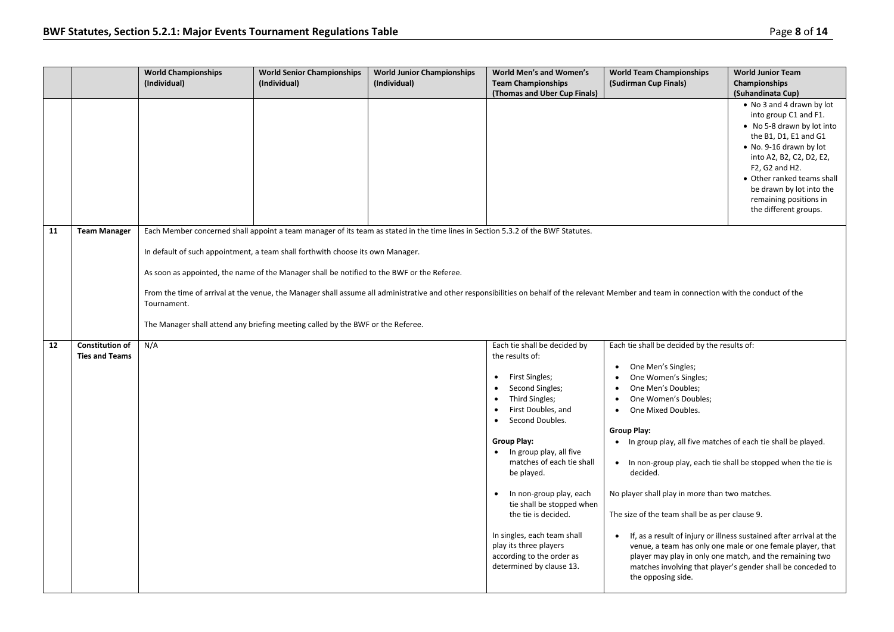| | | World Championships (Individual) | World Senior Championships (Individual) | World Junior Championships (Individual) | World Men's and Women's Team Championships (Thomas and Uber Cup Finals) | World Team Championships (Sudirman Cup Finals) | World Junior Team Championships (Suhandinata Cup) |
|---|---|---|---|---|---|---|---|
| | | | | | | | • No 3 and 4 drawn by lot into group C1 and F1.<br>• No 5-8 drawn by lot into the B1, D1, E1 and G1<br>• No. 9-16 drawn by lot into A2, B2, C2, D2, E2, F2, G2 and H2.<br>• Other ranked teams shall be drawn by lot into the remaining positions in the different groups. |
| 11 | Team Manager | Each Member concerned shall appoint a team manager of its team as stated in the time lines in Section 5.3.2 of the BWF Statutes.<br><br>In default of such appointment, a team shall forthwith choose its own Manager.<br><br>As soon as appointed, the name of the Manager shall be notified to the BWF or the Referee.<br><br>From the time of arrival at the venue, the Manager shall assume all administrative and other responsibilities on behalf of the relevant Member and team in connection with the conduct of the Tournament.<br><br>The Manager shall attend any briefing meeting called by the BWF or the Referee. | | | | | |
| 12 | Constitution of Ties and Teams | N/A | | | Each tie shall be decided by the results of:<br><br>• First Singles;<br>• Second Singles;<br>• Third Singles;<br>• First Doubles, and<br>• Second Doubles.<br><br>**Group Play:**<br>• In group play, all five matches of each tie shall be played.<br><br>• In non-group play, each tie shall be stopped when the tie is decided.<br><br>In singles, each team shall play its three players according to the order as determined by clause 13. | Each tie shall be decided by the results of:<br><br>• One Men's Singles;<br>• One Women's Singles;<br>• One Men's Doubles;<br>• One Women's Doubles;<br>• One Mixed Doubles.<br><br>**Group Play:**<br>• In group play, all five matches of each tie shall be played.<br><br>• In non-group play, each tie shall be stopped when the tie is decided.<br><br>No player shall play in more than two matches.<br><br>The size of the team shall be as per clause 9.<br><br>• If, as a result of injury or illness sustained after arrival at the venue, a team has only one male or one female player, that player may play in only one match, and the remaining two matches involving that player's gender shall be conceded to the opposing side. | |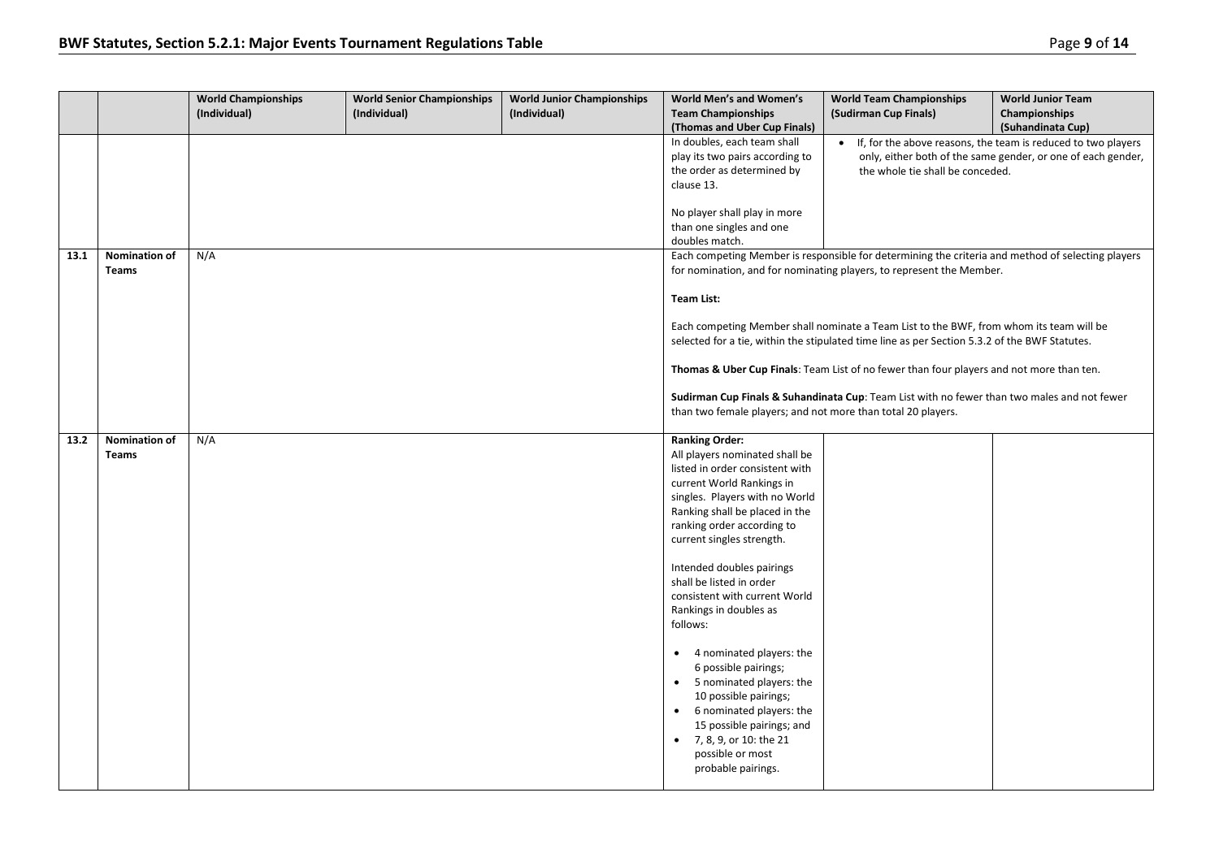| | | World Championships (Individual) | World Senior Championships (Individual) | World Junior Championships (Individual) | World Men's and Women's Team Championships (Thomas and Uber Cup Finals) | World Team Championships (Sudirman Cup Finals) | World Junior Team Championships (Suhandinata Cup) |
|---|---|---|---|---|---|---|---|
| | | | | | In doubles, each team shall play its two pairs according to the order as determined by clause 13.<br><br>No player shall play in more than one singles and one doubles match. | • If, for the above reasons, the team is reduced to two players only, either both of the same gender, or one of each gender, the whole tie shall be conceded. | |
| 13.1 | **Nomination of Teams** | N/A | | | Each competing Member is responsible for determining the criteria and method of selecting players for nomination, and for nominating players, to represent the Member.<br><br>**Team List:**<br><br>Each competing Member shall nominate a Team List to the BWF, from whom its team will be selected for a tie, within the stipulated time line as per Section 5.3.2 of the BWF Statutes.<br><br>**Thomas & Uber Cup Finals**: Team List of no fewer than four players and not more than ten.<br><br>**Sudirman Cup Finals & Suhandinata Cup**: Team List with no fewer than two males and not fewer than two female players; and not more than total 20 players. | | |
| 13.2 | **Nomination of Teams** | N/A | | | **Ranking Order:**<br>All players nominated shall be listed in order consistent with current World Rankings in singles. Players with no World Ranking shall be placed in the ranking order according to current singles strength.<br><br>Intended doubles pairings shall be listed in order consistent with current World Rankings in doubles as follows:<br><br>• 4 nominated players: the 6 possible pairings;<br>• 5 nominated players: the 10 possible pairings;<br>• 6 nominated players: the 15 possible pairings; and<br>• 7, 8, 9, or 10: the 21 possible or most probable pairings. | | |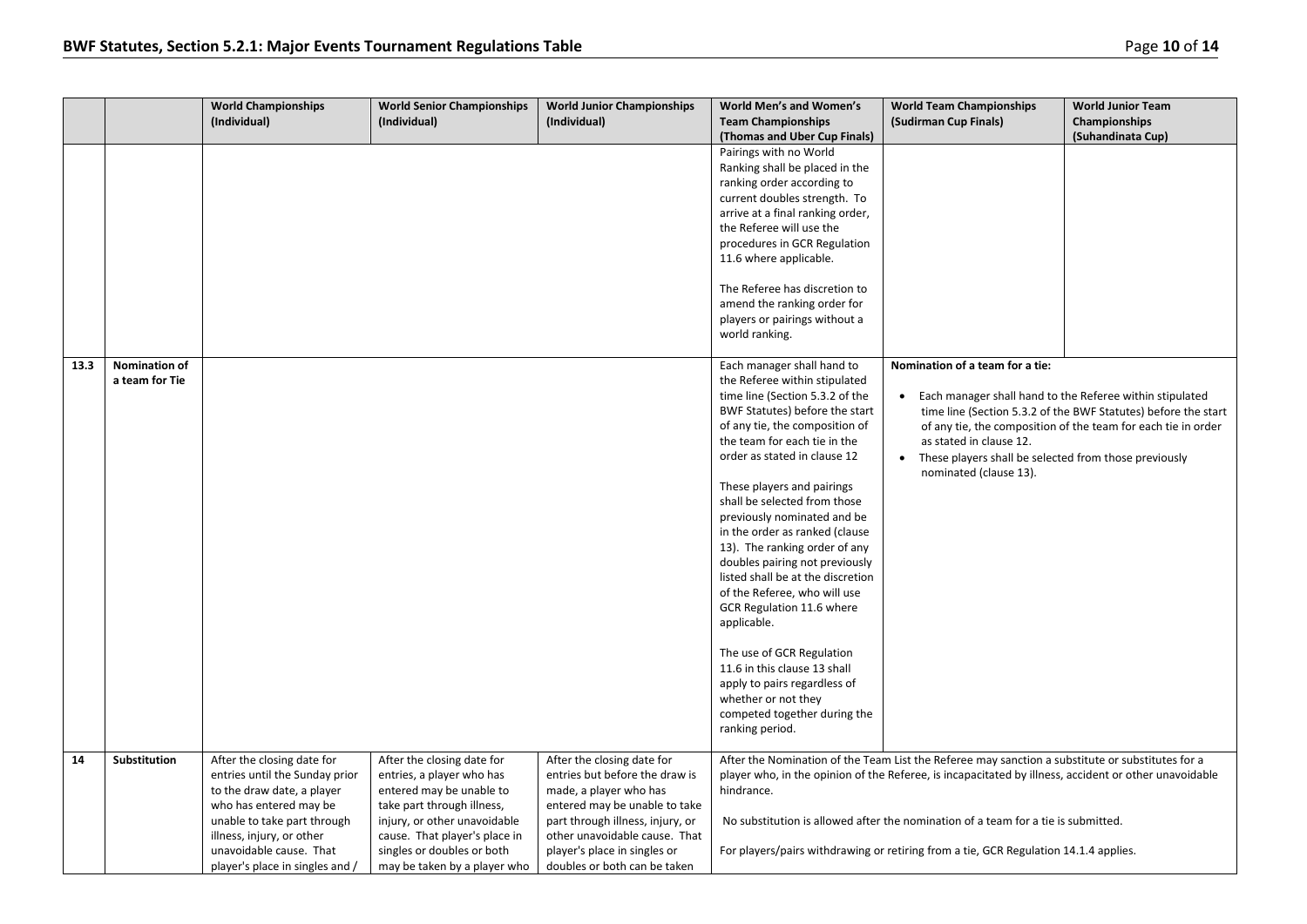| | | World Championships (Individual) | World Senior Championships (Individual) | World Junior Championships (Individual) | World Men's and Women's Team Championships (Thomas and Uber Cup Finals) | World Team Championships (Sudirman Cup Finals) | World Junior Team Championships (Suhandinata Cup) |
|---|---|---|---|---|---|---|---|
| | | | | | Pairings with no World Ranking shall be placed in the ranking order according to current doubles strength. To arrive at a final ranking order, the Referee will use the procedures in GCR Regulation 11.6 where applicable.<br><br>The Referee has discretion to amend the ranking order for players or pairings without a world ranking. | | |
| 13.3 | Nomination of a team for Tie | | | | Each manager shall hand to the Referee within stipulated time line (Section 5.3.2 of the BWF Statutes) before the start of any tie, the composition of the team for each tie in the order as stated in clause 12<br><br>These players and pairings shall be selected from those previously nominated and be in the order as ranked (clause 13). The ranking order of any doubles pairing not previously listed shall be at the discretion of the Referee, who will use GCR Regulation 11.6 where applicable.<br><br>The use of GCR Regulation 11.6 in this clause 13 shall apply to pairs regardless of whether or not they competed together during the ranking period. | **Nomination of a team for a tie:**<br>• Each manager shall hand to the Referee within stipulated time line (Section 5.3.2 of the BWF Statutes) before the start of any tie, the composition of the team for each tie in order as stated in clause 12.<br>• These players shall be selected from those previously nominated (clause 13). | |
| 14 | Substitution | After the closing date for entries until the Sunday prior to the draw date, a player who has entered may be unable to take part through illness, injury, or other unavoidable cause. That player's place in singles and / | After the closing date for entries, a player who has entered may be unable to take part through illness, injury, or other unavoidable cause. That player's place in singles or doubles or both may be taken by a player who | After the closing date for entries but before the draw is made, a player who has entered may be unable to take part through illness, injury, or other unavoidable cause. That player's place in singles or doubles or both can be taken | After the Nomination of the Team List the Referee may sanction a substitute or substitutes for a player who, in the opinion of the Referee, is incapacitated by illness, accident or other unavoidable hindrance.<br><br>No substitution is allowed after the nomination of a team for a tie is submitted.<br><br>For players/pairs withdrawing or retiring from a tie, GCR Regulation 14.1.4 applies. | | |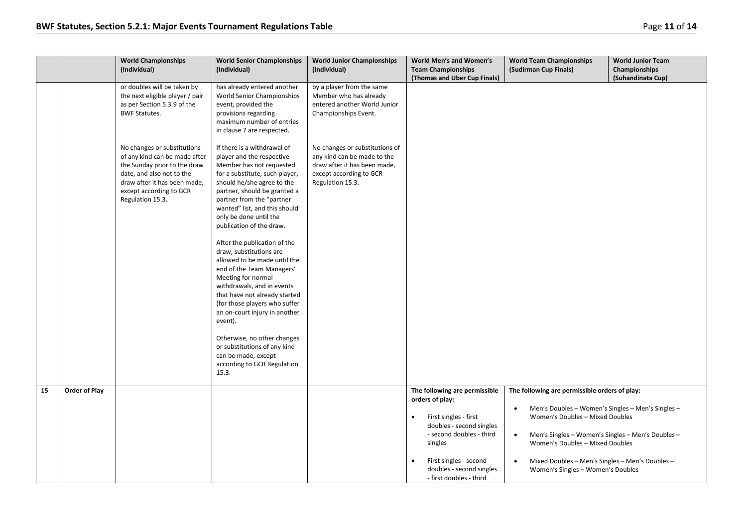| | | World Championships (Individual) | World Senior Championships (Individual) | World Junior Championships (Individual) | World Men's and Women's Team Championships (Thomas and Uber Cup Finals) | World Team Championships (Sudirman Cup Finals) | World Junior Team Championships (Suhandinata Cup) |
|---|---|---|---|---|---|---|---|
| | | or doubles will be taken by the next eligible player / pair as per Section 5.3.9 of the BWF Statutes.<br><br>No changes or substitutions of any kind can be made after the Sunday prior to the draw date, and also not to the draw after it has been made, except according to GCR Regulation 15.3. | has already entered another World Senior Championships event, provided the provisions regarding maximum number of entries in clause 7 are respected.<br><br>If there is a withdrawal of player and the respective Member has not requested for a substitute, such player, should he/she agree to the partner, should be granted a partner from the "partner wanted" list, and this should only be done until the publication of the draw.<br><br>After the publication of the draw, substitutions are allowed to be made until the end of the Team Managers' Meeting for normal withdrawals, and in events that have not already started (for those players who suffer an on-court injury in another event).<br><br>Otherwise, no other changes or substitutions of any kind can be made, except according to GCR Regulation 15.3. | by a player from the same Member who has already entered another World Junior Championships Event.<br><br>No changes or substitutions of any kind can be made to the draw after it has been made, except according to GCR Regulation 15.3. | | | |
| **15** | **Order of Play** | | | | **The following are permissible orders of play:**<br><br>• First singles - first doubles - second singles - second doubles - third singles<br><br>• First singles - second doubles - second singles - first doubles - third | **The following are permissible orders of play:**<br><br>• Men's Doubles – Women's Singles – Men's Singles – Women's Doubles – Mixed Doubles<br><br>• Men's Singles – Women's Singles – Men's Doubles – Women's Doubles – Mixed Doubles<br><br>• Mixed Doubles – Men's Singles – Men's Doubles – Women's Singles – Women's Doubles | |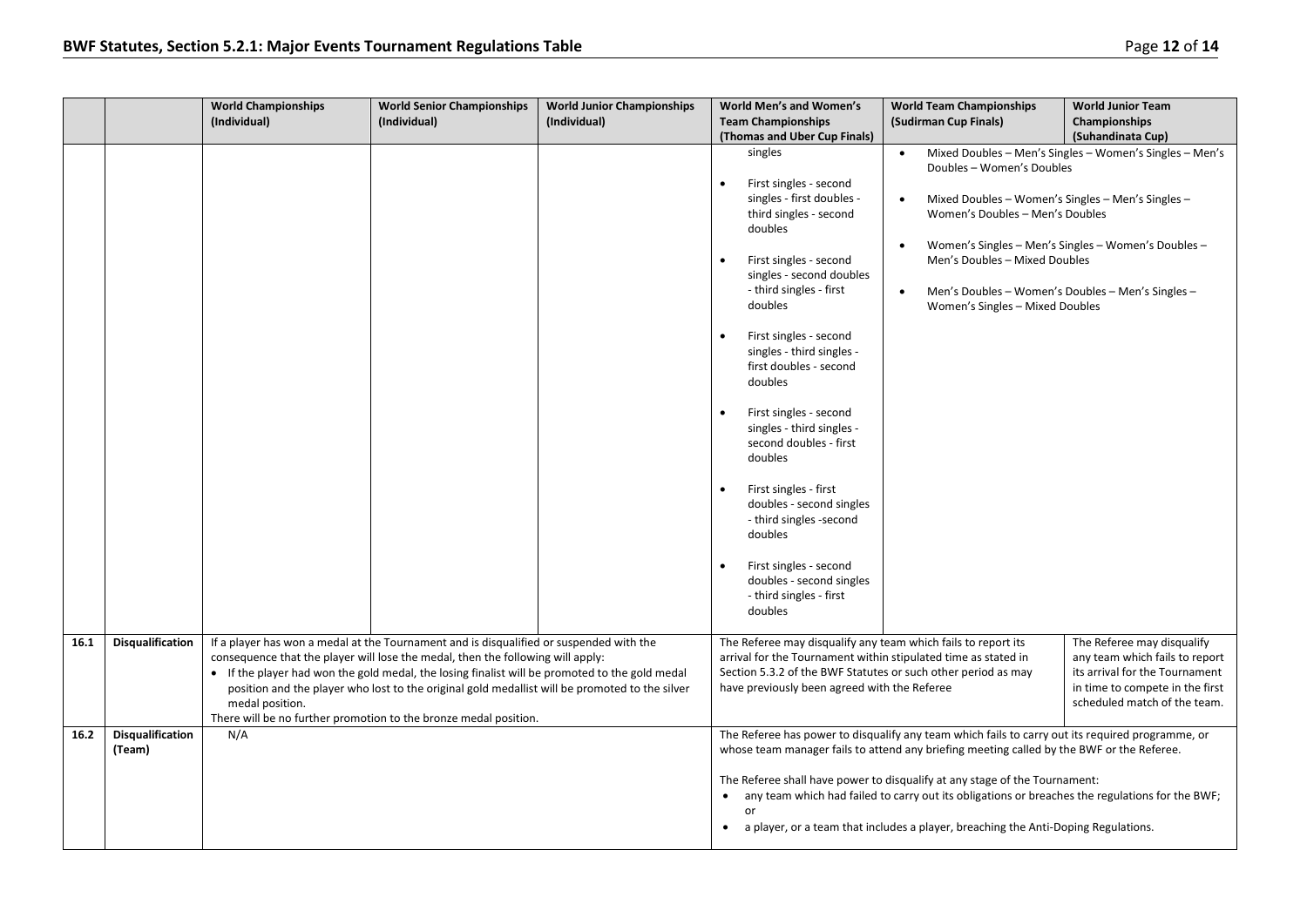| | | World Championships (Individual) | World Senior Championships (Individual) | World Junior Championships (Individual) | World Men's and Women's Team Championships (Thomas and Uber Cup Finals) | World Team Championships (Sudirman Cup Finals) | World Junior Team Championships (Suhandinata Cup) |
|---|---|---|---|---|---|---|---|
| | | | | | singles<br>• First singles - second singles - first doubles - third singles - second doubles<br>• First singles - second singles - second doubles - third singles - first doubles<br>• First singles - second singles - third singles - first doubles - second doubles<br>• First singles - second singles - third singles - second doubles - first doubles<br>• First singles - first doubles - second singles - third singles -second doubles<br>• First singles - second doubles - second singles - third singles - first doubles | • Mixed Doubles – Men's Singles – Women's Singles – Men's Doubles – Women's Doubles<br>• Mixed Doubles – Women's Singles – Men's Singles – Women's Doubles – Men's Doubles<br>• Women's Singles – Men's Singles – Women's Doubles – Men's Doubles – Mixed Doubles<br>• Men's Doubles – Women's Doubles – Men's Singles – Women's Singles – Mixed Doubles | |
| 16.1 | Disqualification | If a player has won a medal at the Tournament and is disqualified or suspended with the consequence that the player will lose the medal, then the following will apply:<br>• If the player had won the gold medal, the losing finalist will be promoted to the gold medal position and the player who lost to the original gold medallist will be promoted to the silver medal position.<br>There will be no further promotion to the bronze medal position. | | | The Referee may disqualify any team which fails to report its arrival for the Tournament within stipulated time as stated in Section 5.3.2 of the BWF Statutes or such other period as may have previously been agreed with the Referee | | The Referee may disqualify any team which fails to report its arrival for the Tournament in time to compete in the first scheduled match of the team. |
| 16.2 | Disqualification (Team) | N/A | | | The Referee has power to disqualify any team which fails to carry out its required programme, or whose team manager fails to attend any briefing meeting called by the BWF or the Referee.<br>The Referee shall have power to disqualify at any stage of the Tournament:<br>• any team which had failed to carry out its obligations or breaches the regulations for the BWF; or<br>• a player, or a team that includes a player, breaching the Anti-Doping Regulations. | | |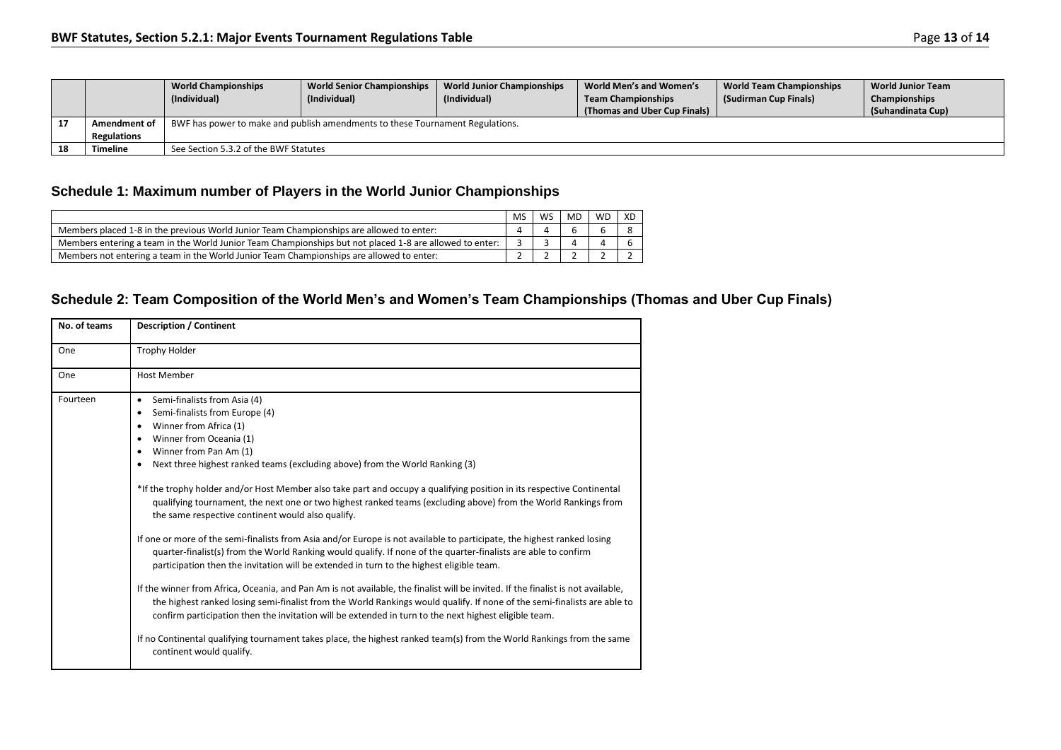| | | World Championships (Individual) | World Senior Championships (Individual) | World Junior Championships (Individual) | World Men's and Women's Team Championships (Thomas and Uber Cup Finals) | World Team Championships (Sudirman Cup Finals) | World Junior Team Championships (Suhandinata Cup) |
|---|---|---|---|---|---|---|---|
| 17 | Amendment of Regulations | BWF has power to make and publish amendments to these Tournament Regulations. | | | | | |
| 18 | Timeline | See Section 5.3.2 of the BWF Statutes | | | | | |

## Schedule 1: Maximum number of Players in the World Junior Championships

| | MS | WS | MD | WD | XD |
|---|---|---|---|---|---|
| Members placed 1-8 in the previous World Junior Team Championships are allowed to enter: | 4 | 4 | 6 | 6 | 8 |
| Members entering a team in the World Junior Team Championships but not placed 1-8 are allowed to enter: | 3 | 3 | 4 | 4 | 6 |
| Members not entering a team in the World Junior Team Championships are allowed to enter: | 2 | 2 | 2 | 2 | 2 |

## Schedule 2: Team Composition of the World Men's and Women's Team Championships (Thomas and Uber Cup Finals)

| No. of teams | Description / Continent |
|---|---|
| One | Trophy Holder |
| One | Host Member |
| Fourteen | • Semi-finalists from Asia (4)<br>• Semi-finalists from Europe (4)<br>• Winner from Africa (1)<br>• Winner from Oceania (1)<br>• Winner from Pan Am (1)<br>• Next three highest ranked teams (excluding above) from the World Ranking (3)<br><br>*If the trophy holder and/or Host Member also take part and occupy a qualifying position in its respective Continental qualifying tournament, the next one or two highest ranked teams (excluding above) from the World Rankings from the same respective continent would also qualify.<br><br>If one or more of the semi-finalists from Asia and/or Europe is not available to participate, the highest ranked losing quarter-finalist(s) from the World Ranking would qualify. If none of the quarter-finalists are able to confirm participation then the invitation will be extended in turn to the highest eligible team.<br><br>If the winner from Africa, Oceania, and Pan Am is not available, the finalist will be invited. If the finalist is not available, the highest ranked losing semi-finalist from the World Rankings would qualify. If none of the semi-finalists are able to confirm participation then the invitation will be extended in turn to the next highest eligible team.<br><br>If no Continental qualifying tournament takes place, the highest ranked team(s) from the World Rankings from the same continent would qualify. |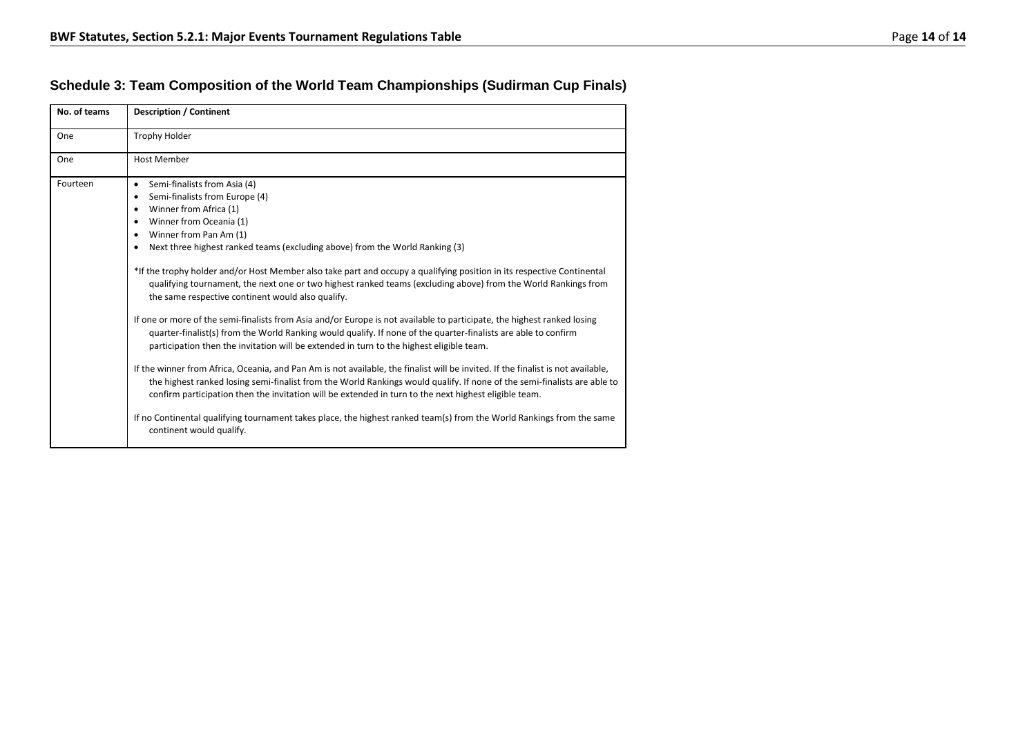## Schedule 3: Team Composition of the World Team Championships (Sudirman Cup Finals)

| No. of teams | Description / Continent |
|---|---|
| One | Trophy Holder |
| One | Host Member |
| Fourteen | • Semi-finalists from Asia (4)<br>• Semi-finalists from Europe (4)<br>• Winner from Africa (1)<br>• Winner from Oceania (1)<br>• Winner from Pan Am (1)<br>• Next three highest ranked teams (excluding above) from the World Ranking (3)<br><br>*If the trophy holder and/or Host Member also take part and occupy a qualifying position in its respective Continental qualifying tournament, the next one or two highest ranked teams (excluding above) from the World Rankings from the same respective continent would also qualify.<br><br>If one or more of the semi-finalists from Asia and/or Europe is not available to participate, the highest ranked losing quarter-finalist(s) from the World Ranking would qualify. If none of the quarter-finalists are able to confirm participation then the invitation will be extended in turn to the highest eligible team.<br><br>If the winner from Africa, Oceania, and Pan Am is not available, the finalist will be invited. If the finalist is not available, the highest ranked losing semi-finalist from the World Rankings would qualify. If none of the semi-finalists are able to confirm participation then the invitation will be extended in turn to the next highest eligible team.<br><br>If no Continental qualifying tournament takes place, the highest ranked team(s) from the World Rankings from the same continent would qualify. |